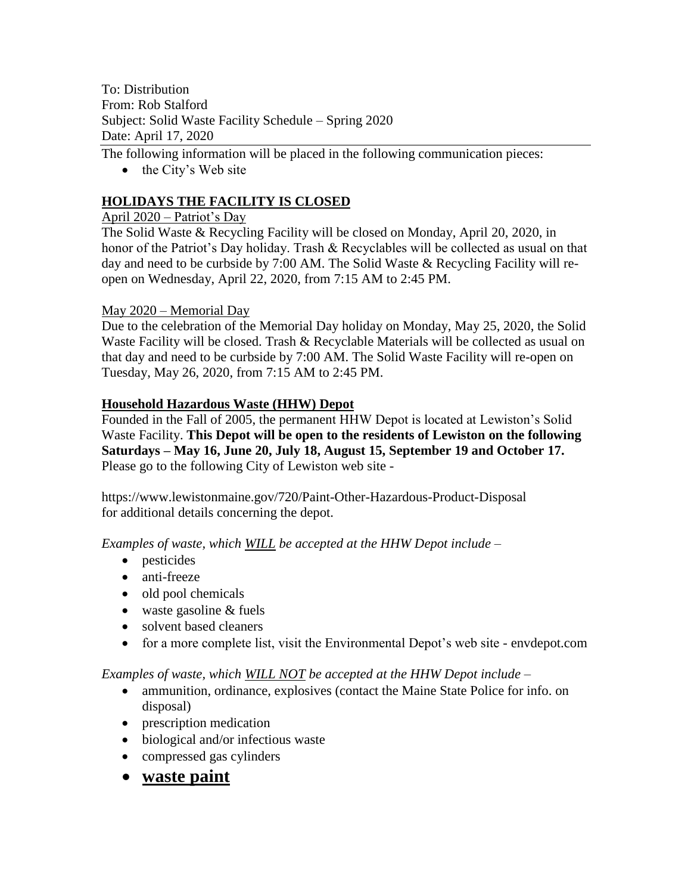To: Distribution
From: Rob Stalford
Subject: Solid Waste Facility Schedule – Spring 2020
Date: April 17, 2020

---

The following information will be placed in the following communication pieces:

- the City's Web site

## HOLIDAYS THE FACILITY IS CLOSED

April 2020 – Patriot's Day

The Solid Waste & Recycling Facility will be closed on Monday, April 20, 2020, in honor of the Patriot's Day holiday. Trash & Recyclables will be collected as usual on that day and need to be curbside by 7:00 AM. The Solid Waste & Recycling Facility will re-open on Wednesday, April 22, 2020, from 7:15 AM to 2:45 PM.

May 2020 – Memorial Day

Due to the celebration of the Memorial Day holiday on Monday, May 25, 2020, the Solid Waste Facility will be closed. Trash & Recyclable Materials will be collected as usual on that day and need to be curbside by 7:00 AM. The Solid Waste Facility will re-open on Tuesday, May 26, 2020, from 7:15 AM to 2:45 PM.

## Household Hazardous Waste (HHW) Depot

Founded in the Fall of 2005, the permanent HHW Depot is located at Lewiston's Solid Waste Facility. **This Depot will be open to the residents of Lewiston on the following Saturdays – May 16, June 20, July 18, August 15, September 19 and October 17.** Please go to the following City of Lewiston web site -

https://www.lewistonmaine.gov/720/Paint-Other-Hazardous-Product-Disposal
for additional details concerning the depot.

*Examples of waste, which WILL be accepted at the HHW Depot include –*

- pesticides
- anti-freeze
- old pool chemicals
- waste gasoline & fuels
- solvent based cleaners
- for a more complete list, visit the Environmental Depot's web site - envdepot.com

*Examples of waste, which WILL NOT be accepted at the HHW Depot include –*

- ammunition, ordinance, explosives (contact the Maine State Police for info. on disposal)
- prescription medication
- biological and/or infectious waste
- compressed gas cylinders
- **waste paint**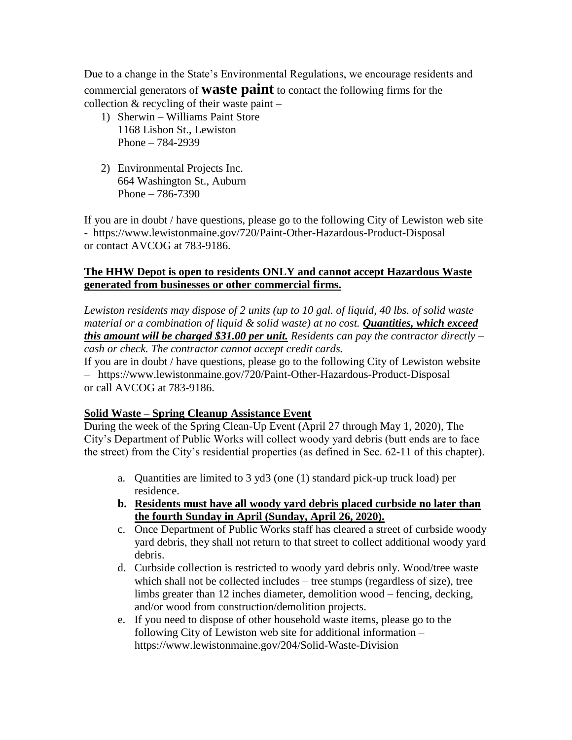Due to a change in the State's Environmental Regulations, we encourage residents and commercial generators of **waste paint** to contact the following firms for the collection & recycling of their waste paint –

1) Sherwin – Williams Paint Store
   1168 Lisbon St., Lewiston
   Phone – 784-2939

2) Environmental Projects Inc.
   664 Washington St., Auburn
   Phone – 786-7390

If you are in doubt / have questions, please go to the following City of Lewiston web site - https://www.lewistonmaine.gov/720/Paint-Other-Hazardous-Product-Disposal or contact AVCOG at 783-9186.

**The HHW Depot is open to residents ONLY and cannot accept Hazardous Waste generated from businesses or other commercial firms.**

*Lewiston residents may dispose of 2 units (up to 10 gal. of liquid, 40 lbs. of solid waste material or a combination of liquid & solid waste) at no cost.* ***Quantities, which exceed this amount will be charged $31.00 per unit.*** *Residents can pay the contractor directly – cash or check. The contractor cannot accept credit cards.*

If you are in doubt / have questions, please go to the following City of Lewiston website – https://www.lewistonmaine.gov/720/Paint-Other-Hazardous-Product-Disposal or call AVCOG at 783-9186.

**Solid Waste – Spring Cleanup Assistance Event**

During the week of the Spring Clean-Up Event (April 27 through May 1, 2020), The City's Department of Public Works will collect woody yard debris (butt ends are to face the street) from the City's residential properties (as defined in Sec. 62-11 of this chapter).

a. Quantities are limited to 3 yd3 (one (1) standard pick-up truck load) per residence.
b. **Residents must have all woody yard debris placed curbside no later than the fourth Sunday in April (Sunday, April 26, 2020).**
c. Once Department of Public Works staff has cleared a street of curbside woody yard debris, they shall not return to that street to collect additional woody yard debris.
d. Curbside collection is restricted to woody yard debris only. Wood/tree waste which shall not be collected includes – tree stumps (regardless of size), tree limbs greater than 12 inches diameter, demolition wood – fencing, decking, and/or wood from construction/demolition projects.
e. If you need to dispose of other household waste items, please go to the following City of Lewiston web site for additional information – https://www.lewistonmaine.gov/204/Solid-Waste-Division